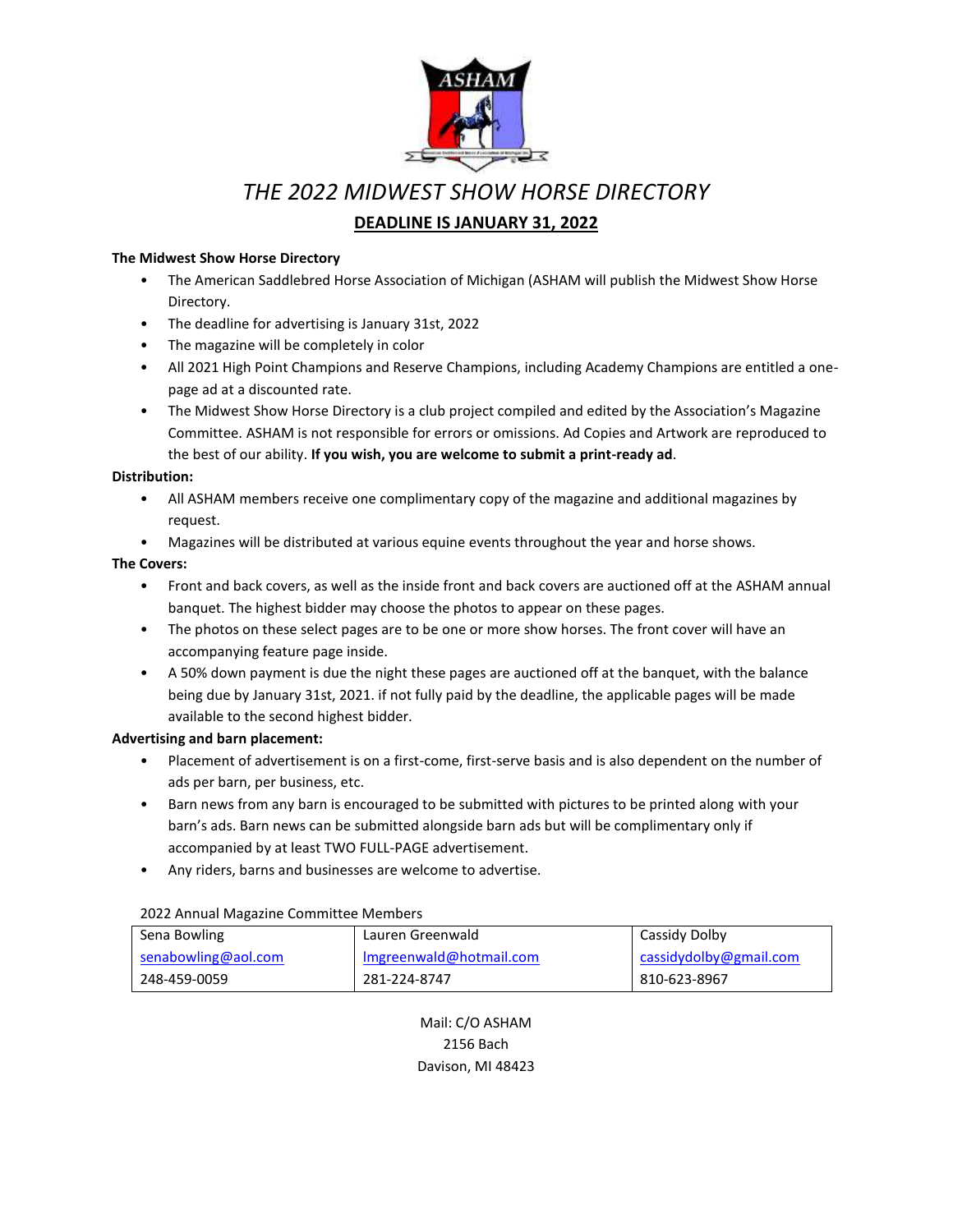# *THE 2022 MIDWEST SHOW HORSE DIRECTORY*

## DEADLINE IS JANUARY 31, 2022

**The Midwest Show Horse Directory**

- The American Saddlebred Horse Association of Michigan (ASHAM will publish the Midwest Show Horse Directory.
- The deadline for advertising is January 31st, 2022
- The magazine will be completely in color
- All 2021 High Point Champions and Reserve Champions, including Academy Champions are entitled a one-page ad at a discounted rate.
- The Midwest Show Horse Directory is a club project compiled and edited by the Association's Magazine Committee. ASHAM is not responsible for errors or omissions. Ad Copies and Artwork are reproduced to the best of our ability. **If you wish, you are welcome to submit a print-ready ad**.

**Distribution:**

- All ASHAM members receive one complimentary copy of the magazine and additional magazines by request.
- Magazines will be distributed at various equine events throughout the year and horse shows.

**The Covers:**

- Front and back covers, as well as the inside front and back covers are auctioned off at the ASHAM annual banquet. The highest bidder may choose the photos to appear on these pages.
- The photos on these select pages are to be one or more show horses. The front cover will have an accompanying feature page inside.
- A 50% down payment is due the night these pages are auctioned off at the banquet, with the balance being due by January 31st, 2021. if not fully paid by the deadline, the applicable pages will be made available to the second highest bidder.

**Advertising and barn placement:**

- Placement of advertisement is on a first-come, first-serve basis and is also dependent on the number of ads per barn, per business, etc.
- Barn news from any barn is encouraged to be submitted with pictures to be printed along with your barn's ads. Barn news can be submitted alongside barn ads but will be complimentary only if accompanied by at least TWO FULL-PAGE advertisement.
- Any riders, barns and businesses are welcome to advertise.

2022 Annual Magazine Committee Members

| Sena Bowling | Lauren Greenwald | Cassidy Dolby |
|---|---|---|
| senabowling@aol.com | lmgreenwald@hotmail.com | cassidydolby@gmail.com |
| 248-459-0059 | 281-224-8747 | 810-623-8967 |

Mail: C/O ASHAM
2156 Bach
Davison, MI 48423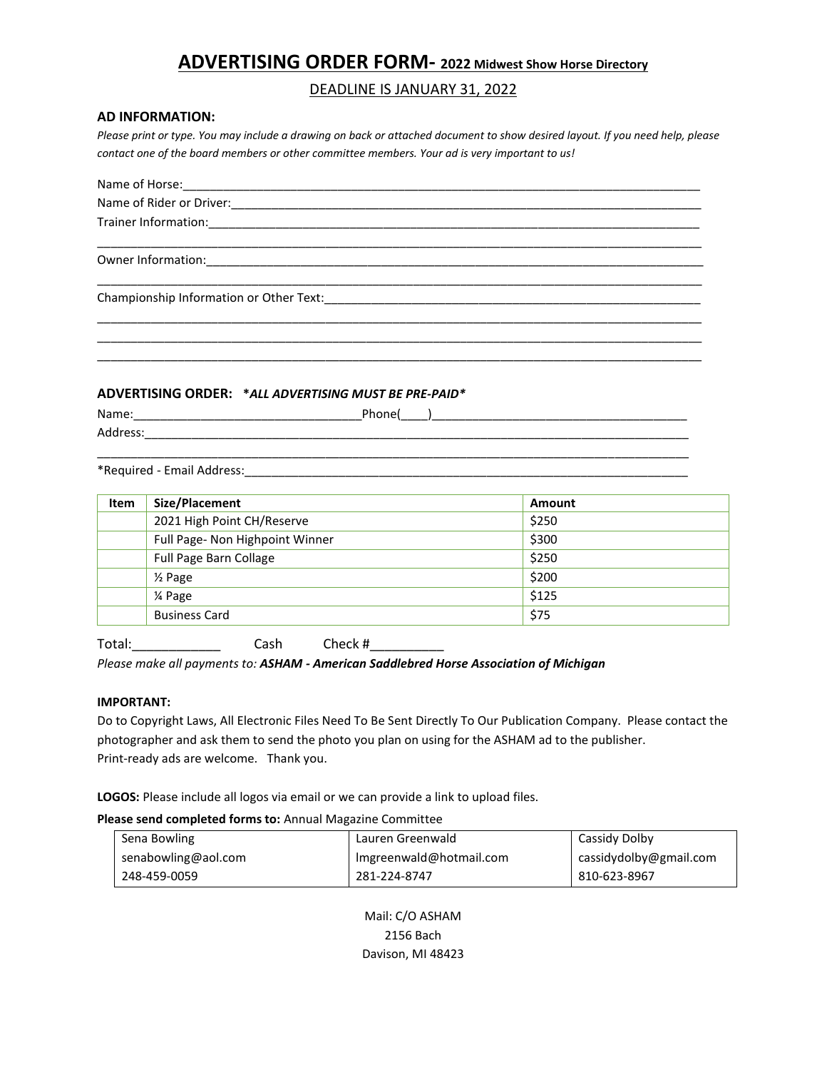# ADVERTISING ORDER FORM- 2022 Midwest Show Horse Directory

DEADLINE IS JANUARY 31, 2022

### AD INFORMATION:

*Please print or type. You may include a drawing on back or attached document to show desired layout. If you need help, please contact one of the board members or other committee members. Your ad is very important to us!*

Name of Horse:________________________________________________________________________________

Name of Rider or Driver:________________________________________________________________________

Trainer Information:____________________________________________________________________________

_______________________________________________________________________________________________

Owner Information:_____________________________________________________________________________

_______________________________________________________________________________________________

Championship Information or Other Text:_________________________________________________________

_______________________________________________________________________________________________

_______________________________________________________________________________________________

_______________________________________________________________________________________________

### ADVERTISING ORDER: *\*ALL ADVERTISING MUST BE PRE-PAID\**

Name:__________________________________Phone(____)______________________________________

Address:_________________________________________________________________________________

_________________________________________________________________________________________

*Required - Email Address:_______________________________________________________________

| Item | Size/Placement | Amount |
|---|---|---|
| | 2021 High Point CH/Reserve | $250 |
| | Full Page- Non Highpoint Winner | $300 |
| | Full Page Barn Collage | $250 |
| | ½ Page | $200 |
| | ¼ Page | $125 |
| | Business Card | $75 |

Total:____________ Cash Check #__________

*Please make all payments to: **ASHAM - American Saddlebred Horse Association of Michigan***

**IMPORTANT:**

Do to Copyright Laws, All Electronic Files Need To Be Sent Directly To Our Publication Company. Please contact the photographer and ask them to send the photo you plan on using for the ASHAM ad to the publisher.
Print-ready ads are welcome. Thank you.

**LOGOS:** Please include all logos via email or we can provide a link to upload files.

**Please send completed forms to:** Annual Magazine Committee

| | | |
|---|---|---|
| Sena Bowling | Lauren Greenwald | Cassidy Dolby |
| senabowling@aol.com | lmgreenwald@hotmail.com | cassidydolby@gmail.com |
| 248-459-0059 | 281-224-8747 | 810-623-8967 |

Mail: C/O ASHAM
2156 Bach
Davison, MI 48423